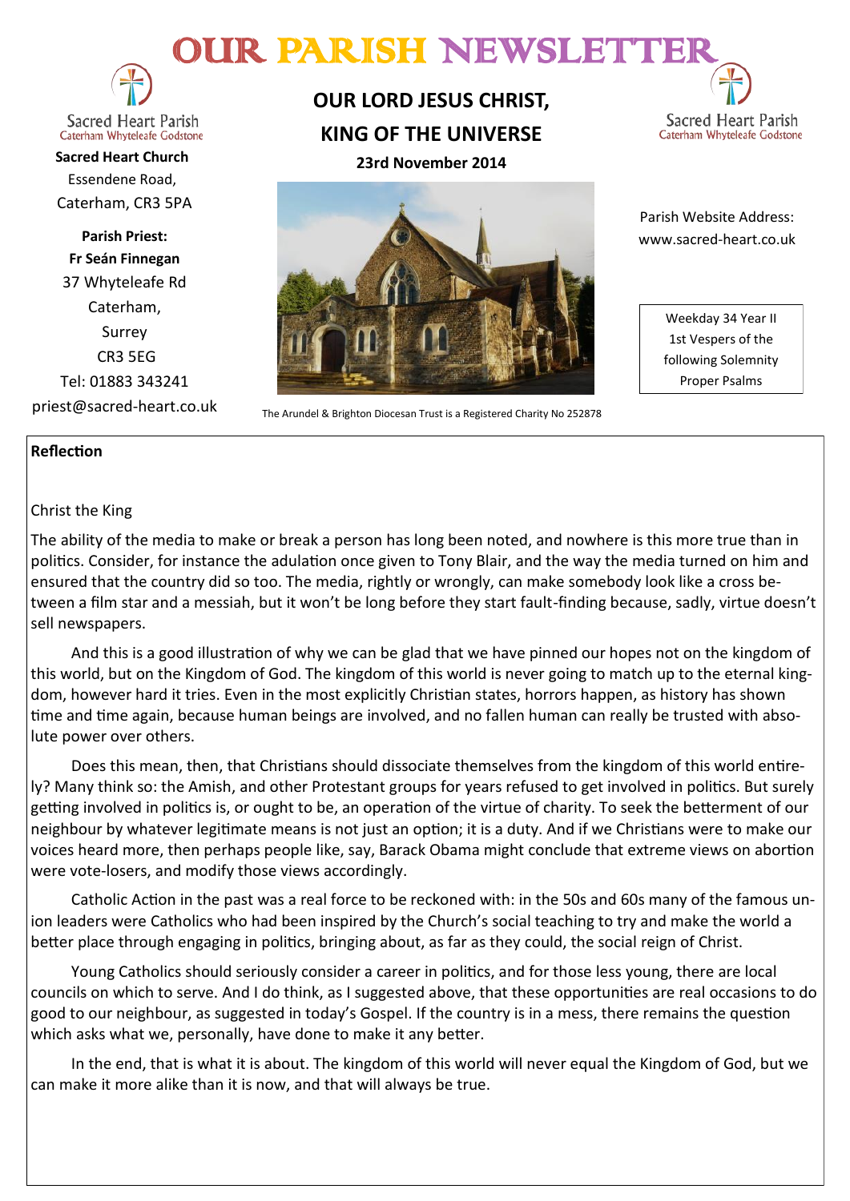# OUR PARISH NEWSLETTER

Sacred Heart Parish
Caterham Whyteleafe Godstone

**Sacred Heart Church**
Essendene Road,
Caterham, CR3 5PA

**Parish Priest:**
**Fr Seán Finnegan**
37 Whyteleafe Rd
Caterham,
Surrey
CR3 5EG
Tel: 01883 343241
priest@sacred-heart.co.uk

## OUR LORD JESUS CHRIST, KING OF THE UNIVERSE

**23rd November 2014**

The Arundel & Brighton Diocesan Trust is a Registered Charity No 252878

Sacred Heart Parish
Caterham Whyteleafe Godstone

Parish Website Address:
www.sacred-heart.co.uk

Weekday 34 Year II
1st Vespers of the following Solemnity
Proper Psalms

### Reflection

Christ the King

The ability of the media to make or break a person has long been noted, and nowhere is this more true than in politics. Consider, for instance the adulation once given to Tony Blair, and the way the media turned on him and ensured that the country did so too. The media, rightly or wrongly, can make somebody look like a cross between a film star and a messiah, but it won't be long before they start fault-finding because, sadly, virtue doesn't sell newspapers.

And this is a good illustration of why we can be glad that we have pinned our hopes not on the kingdom of this world, but on the Kingdom of God. The kingdom of this world is never going to match up to the eternal kingdom, however hard it tries. Even in the most explicitly Christian states, horrors happen, as history has shown time and time again, because human beings are involved, and no fallen human can really be trusted with absolute power over others.

Does this mean, then, that Christians should dissociate themselves from the kingdom of this world entirely? Many think so: the Amish, and other Protestant groups for years refused to get involved in politics. But surely getting involved in politics is, or ought to be, an operation of the virtue of charity. To seek the betterment of our neighbour by whatever legitimate means is not just an option; it is a duty. And if we Christians were to make our voices heard more, then perhaps people like, say, Barack Obama might conclude that extreme views on abortion were vote-losers, and modify those views accordingly.

Catholic Action in the past was a real force to be reckoned with: in the 50s and 60s many of the famous union leaders were Catholics who had been inspired by the Church's social teaching to try and make the world a better place through engaging in politics, bringing about, as far as they could, the social reign of Christ.

Young Catholics should seriously consider a career in politics, and for those less young, there are local councils on which to serve. And I do think, as I suggested above, that these opportunities are real occasions to do good to our neighbour, as suggested in today's Gospel. If the country is in a mess, there remains the question which asks what we, personally, have done to make it any better.

In the end, that is what it is about. The kingdom of this world will never equal the Kingdom of God, but we can make it more alike than it is now, and that will always be true.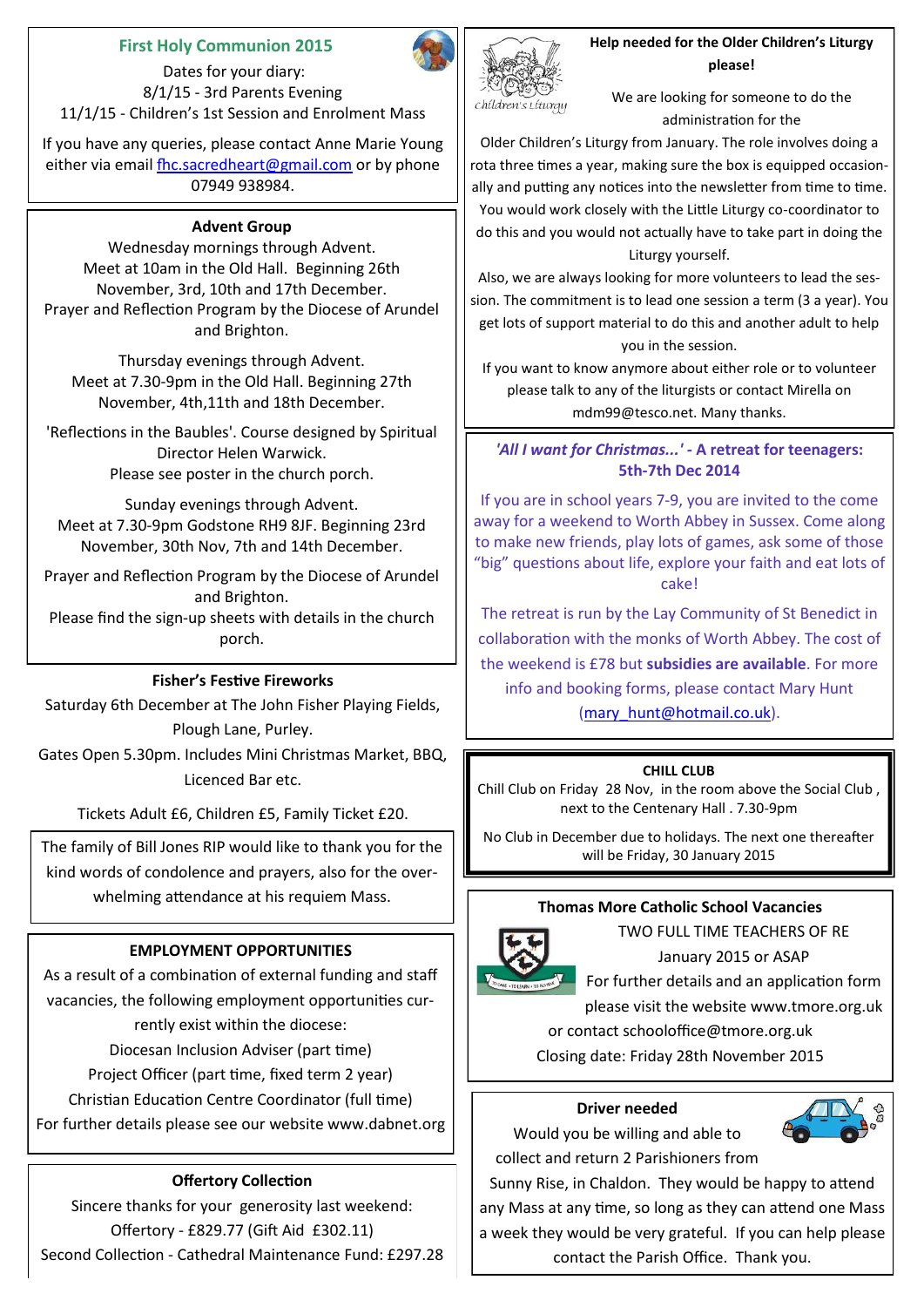## First Holy Communion 2015

Dates for your diary:
8/1/15 - 3rd Parents Evening
11/1/15 - Children's 1st Session and Enrolment Mass

If you have any queries, please contact Anne Marie Young either via email fhc.sacredheart@gmail.com or by phone 07949 938984.

## Advent Group

Wednesday mornings through Advent.
Meet at 10am in the Old Hall. Beginning 26th November, 3rd, 10th and 17th December.
Prayer and Reflection Program by the Diocese of Arundel and Brighton.

Thursday evenings through Advent.
Meet at 7.30-9pm in the Old Hall. Beginning 27th November, 4th,11th and 18th December.

'Reflections in the Baubles'. Course designed by Spiritual Director Helen Warwick.
Please see poster in the church porch.

Sunday evenings through Advent.
Meet at 7.30-9pm Godstone RH9 8JF. Beginning 23rd November, 30th Nov, 7th and 14th December.

Prayer and Reflection Program by the Diocese of Arundel and Brighton.
Please find the sign-up sheets with details in the church porch.

## Fisher's Festive Fireworks

Saturday 6th December at The John Fisher Playing Fields, Plough Lane, Purley.

Gates Open 5.30pm. Includes Mini Christmas Market, BBQ, Licenced Bar etc.

Tickets Adult £6, Children £5, Family Ticket £20.

The family of Bill Jones RIP would like to thank you for the kind words of condolence and prayers, also for the overwhelming attendance at his requiem Mass.

## EMPLOYMENT OPPORTUNITIES

As a result of a combination of external funding and staff vacancies, the following employment opportunities currently exist within the diocese:

Diocesan Inclusion Adviser (part time)
Project Officer (part time, fixed term 2 year)
Christian Education Centre Coordinator (full time)
For further details please see our website www.dabnet.org

## Offertory Collection

Sincere thanks for your generosity last weekend:
Offertory - £829.77 (Gift Aid £302.11)
Second Collection - Cathedral Maintenance Fund: £297.28

## Help needed for the Older Children's Liturgy please!

We are looking for someone to do the administration for the Older Children's Liturgy from January. The role involves doing a rota three times a year, making sure the box is equipped occasionally and putting any notices into the newsletter from time to time. You would work closely with the Little Liturgy co-coordinator to do this and you would not actually have to take part in doing the Liturgy yourself.

Also, we are always looking for more volunteers to lead the session. The commitment is to lead one session a term (3 a year). You get lots of support material to do this and another adult to help you in the session.

If you want to know anymore about either role or to volunteer please talk to any of the liturgists or contact Mirella on mdm99@tesco.net. Many thanks.

## *'All I want for Christmas...'* - A retreat for teenagers: 5th-7th Dec 2014

If you are in school years 7-9, you are invited to the come away for a weekend to Worth Abbey in Sussex. Come along to make new friends, play lots of games, ask some of those "big" questions about life, explore your faith and eat lots of cake!

The retreat is run by the Lay Community of St Benedict in collaboration with the monks of Worth Abbey. The cost of the weekend is £78 but **subsidies are available**. For more info and booking forms, please contact Mary Hunt (mary_hunt@hotmail.co.uk).

## CHILL CLUB

Chill Club on Friday 28 Nov, in the room above the Social Club , next to the Centenary Hall . 7.30-9pm

No Club in December due to holidays. The next one thereafter will be Friday, 30 January 2015

## Thomas More Catholic School Vacancies

TWO FULL TIME TEACHERS OF RE
January 2015 or ASAP
For further details and an application form please visit the website www.tmore.org.uk
or contact schooloffice@tmore.org.uk
Closing date: Friday 28th November 2015

## Driver needed

Would you be willing and able to collect and return 2 Parishioners from Sunny Rise, in Chaldon. They would be happy to attend any Mass at any time, so long as they can attend one Mass a week they would be very grateful. If you can help please contact the Parish Office. Thank you.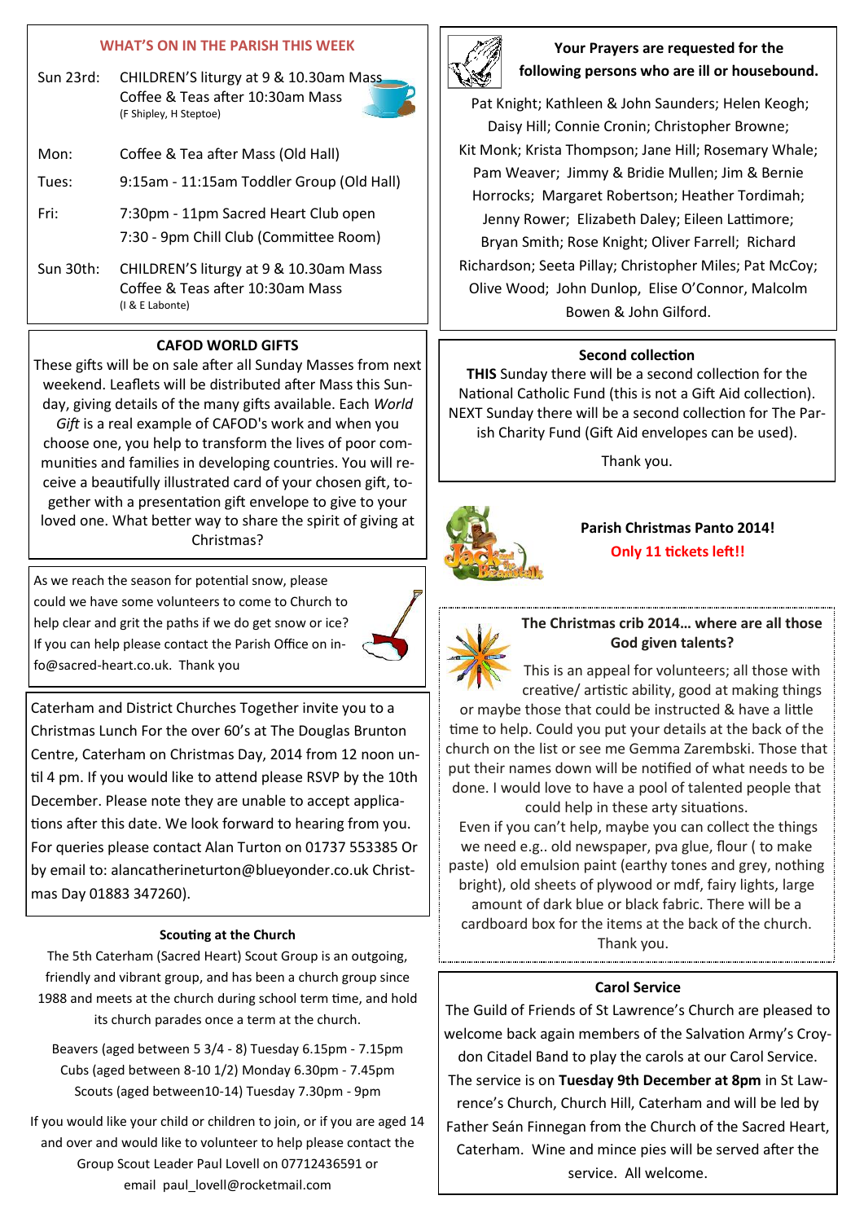## WHAT'S ON IN THE PARISH THIS WEEK

| | |
|---|---|
| Sun 23rd: | CHILDREN'S liturgy at 9 & 10.30am Mass<br>Coffee & Teas after 10:30am Mass<br>(F Shipley, H Steptoe) |
| Mon: | Coffee & Tea after Mass (Old Hall) |
| Tues: | 9:15am - 11:15am Toddler Group (Old Hall) |
| Fri: | 7:30pm - 11pm Sacred Heart Club open<br>7:30 - 9pm Chill Club (Committee Room) |
| Sun 30th: | CHILDREN'S liturgy at 9 & 10.30am Mass<br>Coffee & Teas after 10:30am Mass<br>(I & E Labonte) |

### CAFOD WORLD GIFTS

These gifts will be on sale after all Sunday Masses from next weekend. Leaflets will be distributed after Mass this Sunday, giving details of the many gifts available. Each *World Gift* is a real example of CAFOD's work and when you choose one, you help to transform the lives of poor communities and families in developing countries. You will receive a beautifully illustrated card of your chosen gift, together with a presentation gift envelope to give to your loved one. What better way to share the spirit of giving at Christmas?

As we reach the season for potential snow, please could we have some volunteers to come to Church to help clear and grit the paths if we do get snow or ice? If you can help please contact the Parish Office on info@sacred-heart.co.uk. Thank you

Caterham and District Churches Together invite you to a Christmas Lunch For the over 60's at The Douglas Brunton Centre, Caterham on Christmas Day, 2014 from 12 noon until 4 pm. If you would like to attend please RSVP by the 10th December. Please note they are unable to accept applications after this date. We look forward to hearing from you. For queries please contact Alan Turton on 01737 553385 Or by email to: alancatherineturton@blueyonder.co.uk Christmas Day 01883 347260).

### Scouting at the Church

The 5th Caterham (Sacred Heart) Scout Group is an outgoing, friendly and vibrant group, and has been a church group since 1988 and meets at the church during school term time, and hold its church parades once a term at the church.

Beavers (aged between 5 3/4 - 8) Tuesday 6.15pm - 7.15pm
Cubs (aged between 8-10 1/2) Monday 6.30pm - 7.45pm
Scouts (aged between10-14) Tuesday 7.30pm - 9pm

If you would like your child or children to join, or if you are aged 14 and over and would like to volunteer to help please contact the Group Scout Leader Paul Lovell on 07712436591 or email paul_lovell@rocketmail.com

### Your Prayers are requested for the following persons who are ill or housebound.

Pat Knight; Kathleen & John Saunders; Helen Keogh; Daisy Hill; Connie Cronin; Christopher Browne; Kit Monk; Krista Thompson; Jane Hill; Rosemary Whale; Pam Weaver; Jimmy & Bridie Mullen; Jim & Bernie Horrocks; Margaret Robertson; Heather Tordimah; Jenny Rower; Elizabeth Daley; Eileen Lattimore; Bryan Smith; Rose Knight; Oliver Farrell; Richard Richardson; Seeta Pillay; Christopher Miles; Pat McCoy; Olive Wood; John Dunlop, Elise O'Connor, Malcolm Bowen & John Gilford.

### Second collection

**THIS** Sunday there will be a second collection for the National Catholic Fund (this is not a Gift Aid collection). NEXT Sunday there will be a second collection for The Parish Charity Fund (Gift Aid envelopes can be used).

Thank you.

### Parish Christmas Panto 2014!

**Only 11 tickets left!!**

### The Christmas crib 2014… where are all those God given talents?

This is an appeal for volunteers; all those with creative/ artistic ability, good at making things or maybe those that could be instructed & have a little time to help. Could you put your details at the back of the church on the list or see me Gemma Zarembski. Those that put their names down will be notified of what needs to be done. I would love to have a pool of talented people that could help in these arty situations.

Even if you can't help, maybe you can collect the things we need e.g.. old newspaper, pva glue, flour ( to make paste) old emulsion paint (earthy tones and grey, nothing bright), old sheets of plywood or mdf, fairy lights, large amount of dark blue or black fabric. There will be a cardboard box for the items at the back of the church. Thank you.

### Carol Service

The Guild of Friends of St Lawrence's Church are pleased to welcome back again members of the Salvation Army's Croydon Citadel Band to play the carols at our Carol Service. The service is on **Tuesday 9th December at 8pm** in St Lawrence's Church, Church Hill, Caterham and will be led by Father Seán Finnegan from the Church of the Sacred Heart, Caterham. Wine and mince pies will be served after the service. All welcome.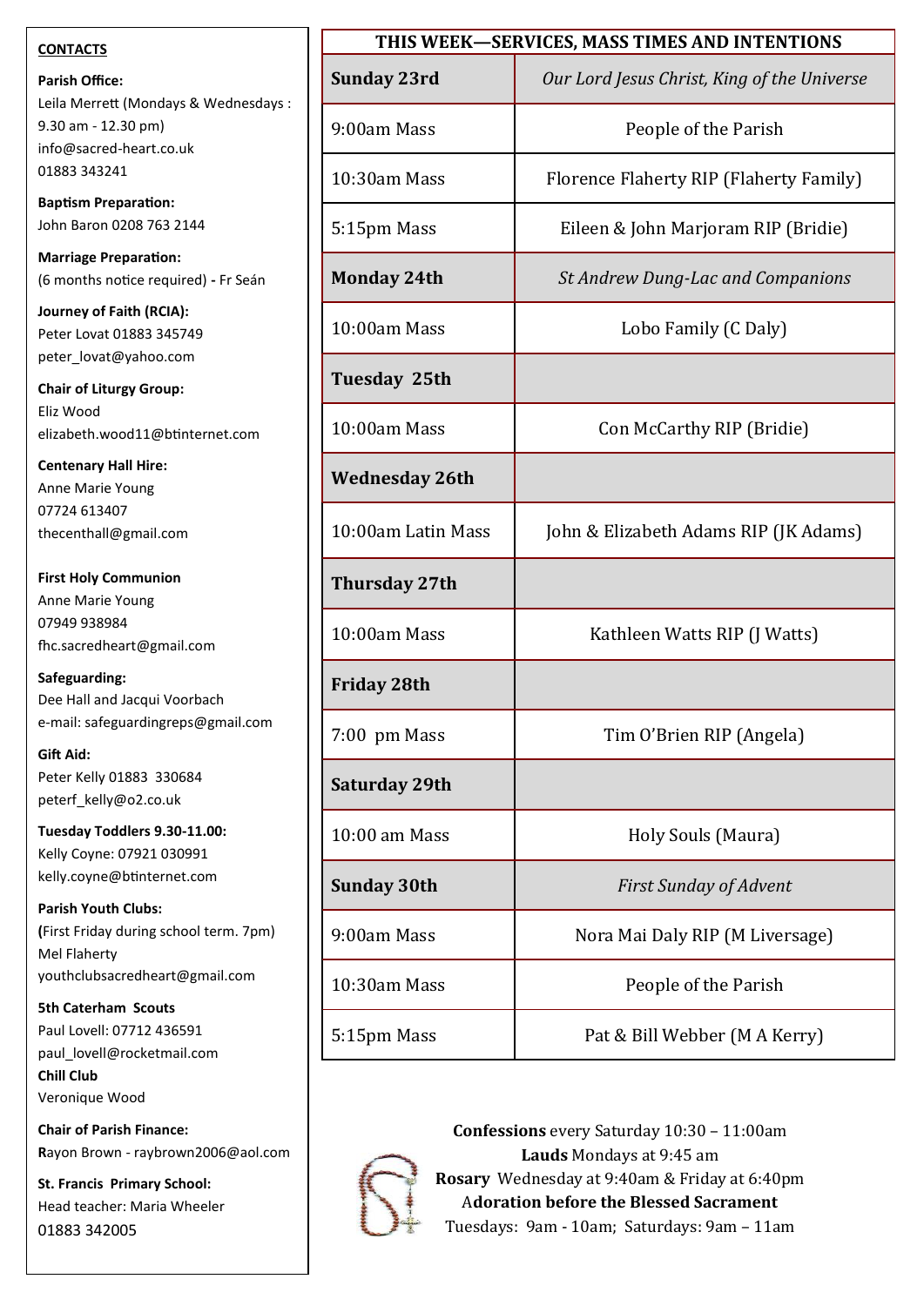**CONTACTS**

**Parish Office:**
Leila Merrett (Mondays & Wednesdays : 9.30 am - 12.30 pm)
info@sacred-heart.co.uk
01883 343241

**Baptism Preparation:**
John Baron 0208 763 2144

**Marriage Preparation:**
(6 months notice required) **-** Fr Seán

**Journey of Faith (RCIA):**
Peter Lovat 01883 345749
peter_lovat@yahoo.com

**Chair of Liturgy Group:**
Eliz Wood
elizabeth.wood11@btinternet.com

**Centenary Hall Hire:**
Anne Marie Young
07724 613407
thecenthall@gmail.com

**First Holy Communion**
Anne Marie Young
07949 938984
fhc.sacredheart@gmail.com

**Safeguarding:**
Dee Hall and Jacqui Voorbach
e-mail: safeguardingreps@gmail.com

**Gift Aid:**
Peter Kelly 01883 330684
peterf_kelly@o2.co.uk

**Tuesday Toddlers 9.30-11.00:**
Kelly Coyne: 07921 030991
kelly.coyne@btinternet.com

**Parish Youth Clubs:**
**(**First Friday during school term. 7pm)
Mel Flaherty
youthclubsacredheart@gmail.com

**5th Caterham Scouts**
Paul Lovell: 07712 436591
paul_lovell@rocketmail.com

**Chill Club**
Veronique Wood

**Chair of Parish Finance:**
**R**ayon Brown - raybrown2006@aol.com

**St. Francis Primary School:**
Head teacher: Maria Wheeler
01883 342005

## THIS WEEK—SERVICES, MASS TIMES AND INTENTIONS

| | |
|---|---|
| **Sunday 23rd** | *Our Lord Jesus Christ, King of the Universe* |
| 9:00am Mass | People of the Parish |
| 10:30am Mass | Florence Flaherty RIP (Flaherty Family) |
| 5:15pm Mass | Eileen & John Marjoram RIP (Bridie) |
| **Monday 24th** | *St Andrew Dung-Lac and Companions* |
| 10:00am Mass | Lobo Family (C Daly) |
| **Tuesday 25th** | |
| 10:00am Mass | Con McCarthy RIP (Bridie) |
| **Wednesday 26th** | |
| 10:00am Latin Mass | John & Elizabeth Adams RIP (JK Adams) |
| **Thursday 27th** | |
| 10:00am Mass | Kathleen Watts RIP (J Watts) |
| **Friday 28th** | |
| 7:00 pm Mass | Tim O'Brien RIP (Angela) |
| **Saturday 29th** | |
| 10:00 am Mass | Holy Souls (Maura) |
| **Sunday 30th** | *First Sunday of Advent* |
| 9:00am Mass | Nora Mai Daly RIP (M Liversage) |
| 10:30am Mass | People of the Parish |
| 5:15pm Mass | Pat & Bill Webber (M A Kerry) |

**Confessions** every Saturday 10:30 – 11:00am
**Lauds** Mondays at 9:45 am
**Rosary** Wednesday at 9:40am & Friday at 6:40pm
A**doration before the Blessed Sacrament**
Tuesdays: 9am - 10am; Saturdays: 9am – 11am